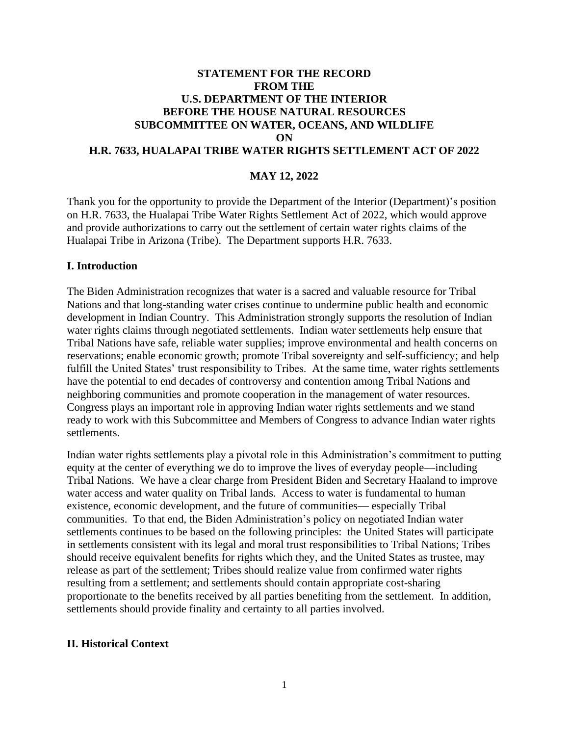# STATEMENT FOR THE RECORD FROM THE U.S. DEPARTMENT OF THE INTERIOR BEFORE THE HOUSE NATURAL RESOURCES SUBCOMMITTEE ON WATER, OCEANS, AND WILDLIFE ON H.R. 7633, HUALAPAI TRIBE WATER RIGHTS SETTLEMENT ACT OF 2022

**MAY 12, 2022**

Thank you for the opportunity to provide the Department of the Interior (Department)'s position on H.R. 7633, the Hualapai Tribe Water Rights Settlement Act of 2022, which would approve and provide authorizations to carry out the settlement of certain water rights claims of the Hualapai Tribe in Arizona (Tribe). The Department supports H.R. 7633.

## I. Introduction

The Biden Administration recognizes that water is a sacred and valuable resource for Tribal Nations and that long-standing water crises continue to undermine public health and economic development in Indian Country. This Administration strongly supports the resolution of Indian water rights claims through negotiated settlements. Indian water settlements help ensure that Tribal Nations have safe, reliable water supplies; improve environmental and health concerns on reservations; enable economic growth; promote Tribal sovereignty and self-sufficiency; and help fulfill the United States' trust responsibility to Tribes. At the same time, water rights settlements have the potential to end decades of controversy and contention among Tribal Nations and neighboring communities and promote cooperation in the management of water resources. Congress plays an important role in approving Indian water rights settlements and we stand ready to work with this Subcommittee and Members of Congress to advance Indian water rights settlements.

Indian water rights settlements play a pivotal role in this Administration's commitment to putting equity at the center of everything we do to improve the lives of everyday people—including Tribal Nations. We have a clear charge from President Biden and Secretary Haaland to improve water access and water quality on Tribal lands. Access to water is fundamental to human existence, economic development, and the future of communities— especially Tribal communities. To that end, the Biden Administration's policy on negotiated Indian water settlements continues to be based on the following principles: the United States will participate in settlements consistent with its legal and moral trust responsibilities to Tribal Nations; Tribes should receive equivalent benefits for rights which they, and the United States as trustee, may release as part of the settlement; Tribes should realize value from confirmed water rights resulting from a settlement; and settlements should contain appropriate cost-sharing proportionate to the benefits received by all parties benefiting from the settlement. In addition, settlements should provide finality and certainty to all parties involved.

## II. Historical Context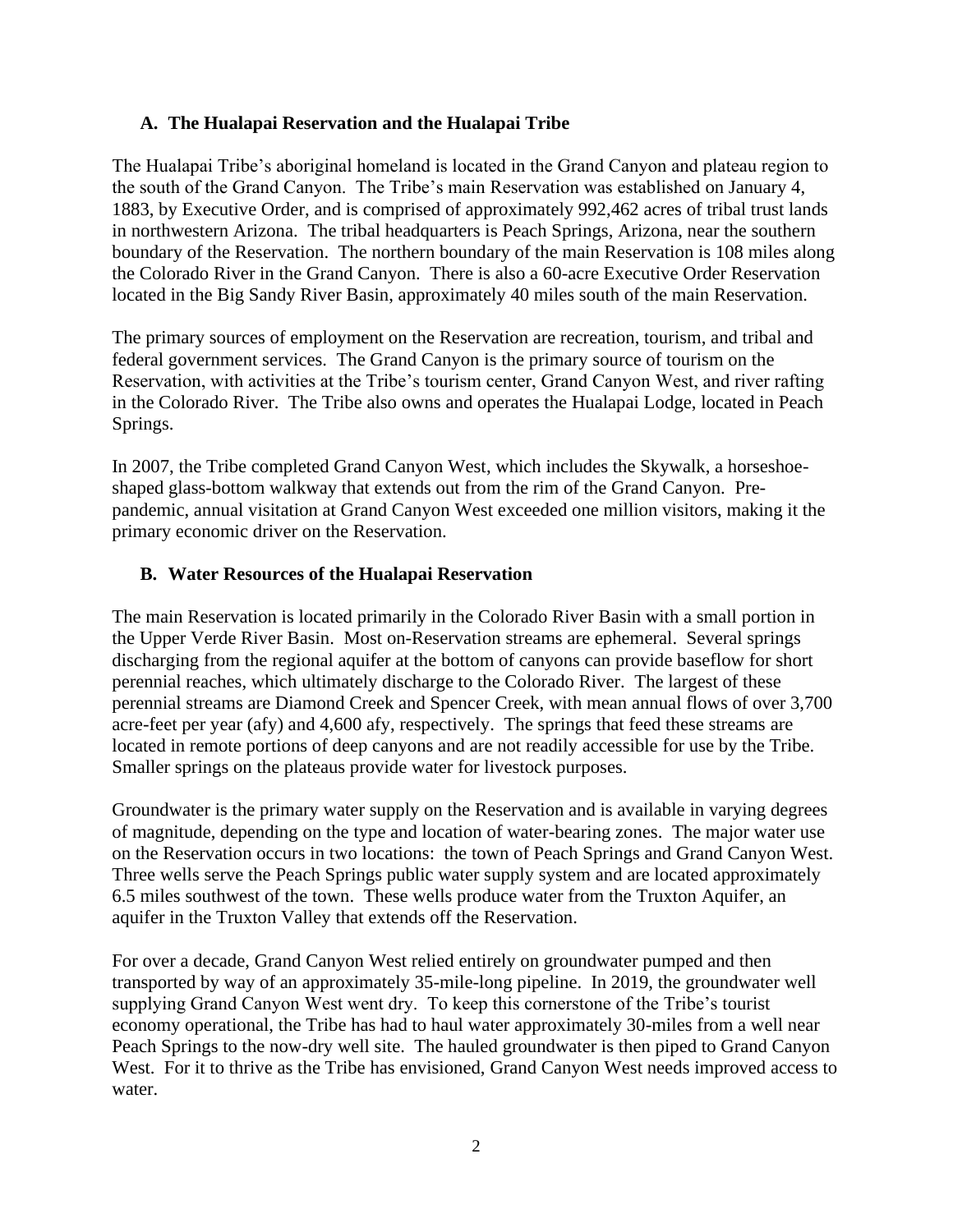## A. The Hualapai Reservation and the Hualapai Tribe

The Hualapai Tribe's aboriginal homeland is located in the Grand Canyon and plateau region to the south of the Grand Canyon. The Tribe's main Reservation was established on January 4, 1883, by Executive Order, and is comprised of approximately 992,462 acres of tribal trust lands in northwestern Arizona. The tribal headquarters is Peach Springs, Arizona, near the southern boundary of the Reservation. The northern boundary of the main Reservation is 108 miles along the Colorado River in the Grand Canyon. There is also a 60-acre Executive Order Reservation located in the Big Sandy River Basin, approximately 40 miles south of the main Reservation.

The primary sources of employment on the Reservation are recreation, tourism, and tribal and federal government services. The Grand Canyon is the primary source of tourism on the Reservation, with activities at the Tribe's tourism center, Grand Canyon West, and river rafting in the Colorado River. The Tribe also owns and operates the Hualapai Lodge, located in Peach Springs.

In 2007, the Tribe completed Grand Canyon West, which includes the Skywalk, a horseshoe-shaped glass-bottom walkway that extends out from the rim of the Grand Canyon. Pre-pandemic, annual visitation at Grand Canyon West exceeded one million visitors, making it the primary economic driver on the Reservation.

## B. Water Resources of the Hualapai Reservation

The main Reservation is located primarily in the Colorado River Basin with a small portion in the Upper Verde River Basin. Most on-Reservation streams are ephemeral. Several springs discharging from the regional aquifer at the bottom of canyons can provide baseflow for short perennial reaches, which ultimately discharge to the Colorado River. The largest of these perennial streams are Diamond Creek and Spencer Creek, with mean annual flows of over 3,700 acre-feet per year (afy) and 4,600 afy, respectively. The springs that feed these streams are located in remote portions of deep canyons and are not readily accessible for use by the Tribe. Smaller springs on the plateaus provide water for livestock purposes.

Groundwater is the primary water supply on the Reservation and is available in varying degrees of magnitude, depending on the type and location of water-bearing zones. The major water use on the Reservation occurs in two locations: the town of Peach Springs and Grand Canyon West. Three wells serve the Peach Springs public water supply system and are located approximately 6.5 miles southwest of the town. These wells produce water from the Truxton Aquifer, an aquifer in the Truxton Valley that extends off the Reservation.

For over a decade, Grand Canyon West relied entirely on groundwater pumped and then transported by way of an approximately 35-mile-long pipeline. In 2019, the groundwater well supplying Grand Canyon West went dry. To keep this cornerstone of the Tribe's tourist economy operational, the Tribe has had to haul water approximately 30-miles from a well near Peach Springs to the now-dry well site. The hauled groundwater is then piped to Grand Canyon West. For it to thrive as the Tribe has envisioned, Grand Canyon West needs improved access to water.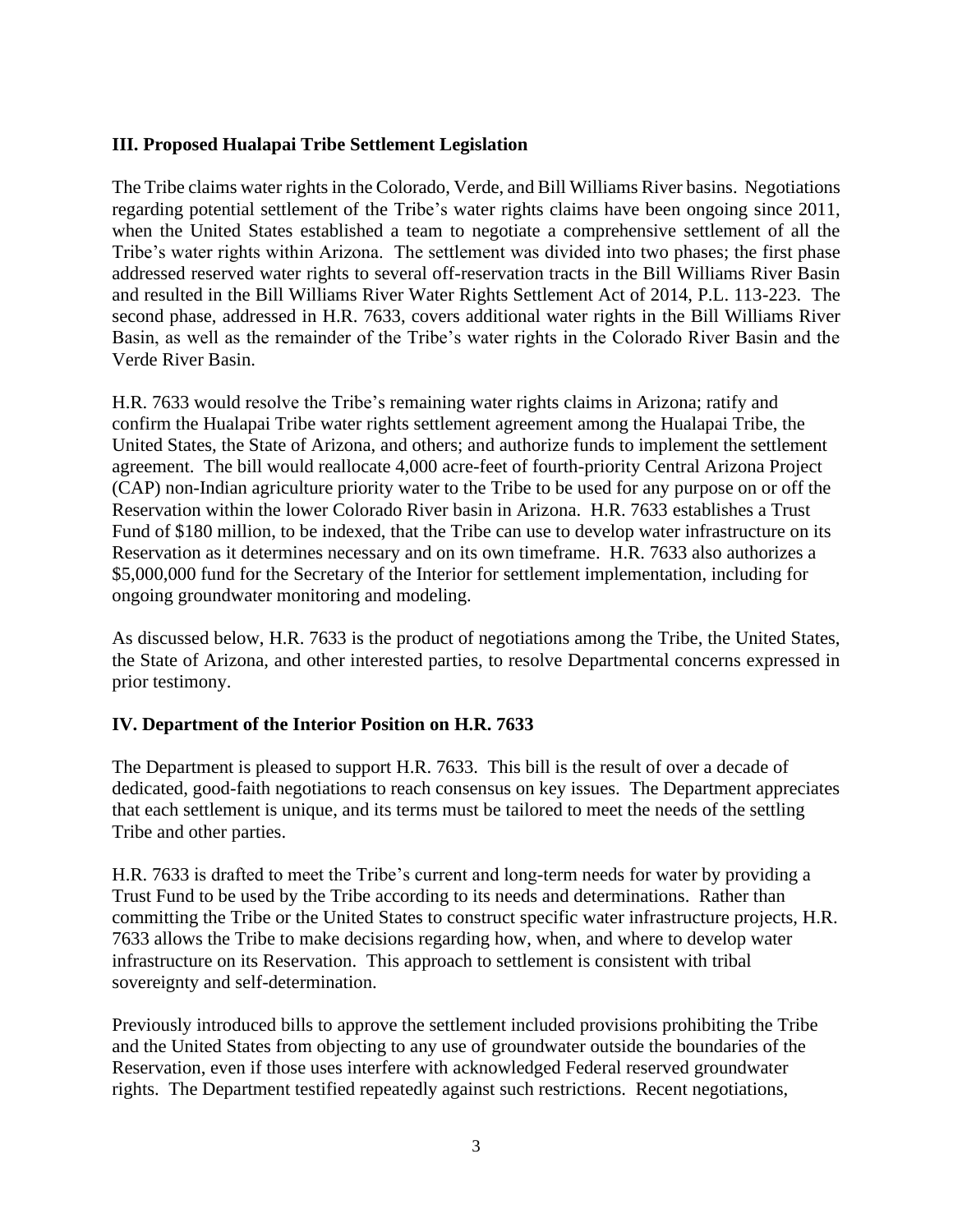### III. Proposed Hualapai Tribe Settlement Legislation

The Tribe claims water rights in the Colorado, Verde, and Bill Williams River basins. Negotiations regarding potential settlement of the Tribe's water rights claims have been ongoing since 2011, when the United States established a team to negotiate a comprehensive settlement of all the Tribe's water rights within Arizona. The settlement was divided into two phases; the first phase addressed reserved water rights to several off-reservation tracts in the Bill Williams River Basin and resulted in the Bill Williams River Water Rights Settlement Act of 2014, P.L. 113-223. The second phase, addressed in H.R. 7633, covers additional water rights in the Bill Williams River Basin, as well as the remainder of the Tribe's water rights in the Colorado River Basin and the Verde River Basin.

H.R. 7633 would resolve the Tribe's remaining water rights claims in Arizona; ratify and confirm the Hualapai Tribe water rights settlement agreement among the Hualapai Tribe, the United States, the State of Arizona, and others; and authorize funds to implement the settlement agreement. The bill would reallocate 4,000 acre-feet of fourth-priority Central Arizona Project (CAP) non-Indian agriculture priority water to the Tribe to be used for any purpose on or off the Reservation within the lower Colorado River basin in Arizona. H.R. 7633 establishes a Trust Fund of $180 million, to be indexed, that the Tribe can use to develop water infrastructure on its Reservation as it determines necessary and on its own timeframe. H.R. 7633 also authorizes a $5,000,000 fund for the Secretary of the Interior for settlement implementation, including for ongoing groundwater monitoring and modeling.

As discussed below, H.R. 7633 is the product of negotiations among the Tribe, the United States, the State of Arizona, and other interested parties, to resolve Departmental concerns expressed in prior testimony.

### IV. Department of the Interior Position on H.R. 7633

The Department is pleased to support H.R. 7633. This bill is the result of over a decade of dedicated, good-faith negotiations to reach consensus on key issues. The Department appreciates that each settlement is unique, and its terms must be tailored to meet the needs of the settling Tribe and other parties.

H.R. 7633 is drafted to meet the Tribe's current and long-term needs for water by providing a Trust Fund to be used by the Tribe according to its needs and determinations. Rather than committing the Tribe or the United States to construct specific water infrastructure projects, H.R. 7633 allows the Tribe to make decisions regarding how, when, and where to develop water infrastructure on its Reservation. This approach to settlement is consistent with tribal sovereignty and self-determination.

Previously introduced bills to approve the settlement included provisions prohibiting the Tribe and the United States from objecting to any use of groundwater outside the boundaries of the Reservation, even if those uses interfere with acknowledged Federal reserved groundwater rights. The Department testified repeatedly against such restrictions. Recent negotiations,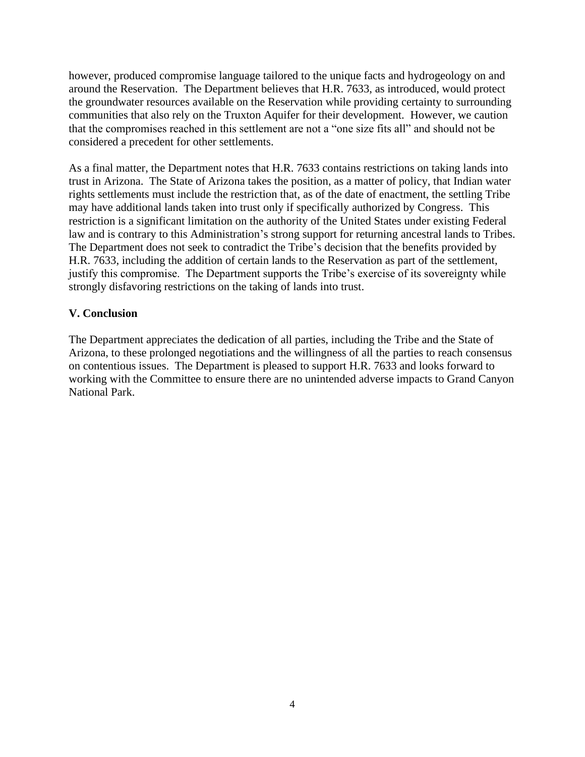however, produced compromise language tailored to the unique facts and hydrogeology on and around the Reservation. The Department believes that H.R. 7633, as introduced, would protect the groundwater resources available on the Reservation while providing certainty to surrounding communities that also rely on the Truxton Aquifer for their development. However, we caution that the compromises reached in this settlement are not a "one size fits all" and should not be considered a precedent for other settlements.

As a final matter, the Department notes that H.R. 7633 contains restrictions on taking lands into trust in Arizona. The State of Arizona takes the position, as a matter of policy, that Indian water rights settlements must include the restriction that, as of the date of enactment, the settling Tribe may have additional lands taken into trust only if specifically authorized by Congress. This restriction is a significant limitation on the authority of the United States under existing Federal law and is contrary to this Administration's strong support for returning ancestral lands to Tribes. The Department does not seek to contradict the Tribe's decision that the benefits provided by H.R. 7633, including the addition of certain lands to the Reservation as part of the settlement, justify this compromise. The Department supports the Tribe's exercise of its sovereignty while strongly disfavoring restrictions on the taking of lands into trust.

## V. Conclusion

The Department appreciates the dedication of all parties, including the Tribe and the State of Arizona, to these prolonged negotiations and the willingness of all the parties to reach consensus on contentious issues. The Department is pleased to support H.R. 7633 and looks forward to working with the Committee to ensure there are no unintended adverse impacts to Grand Canyon National Park.